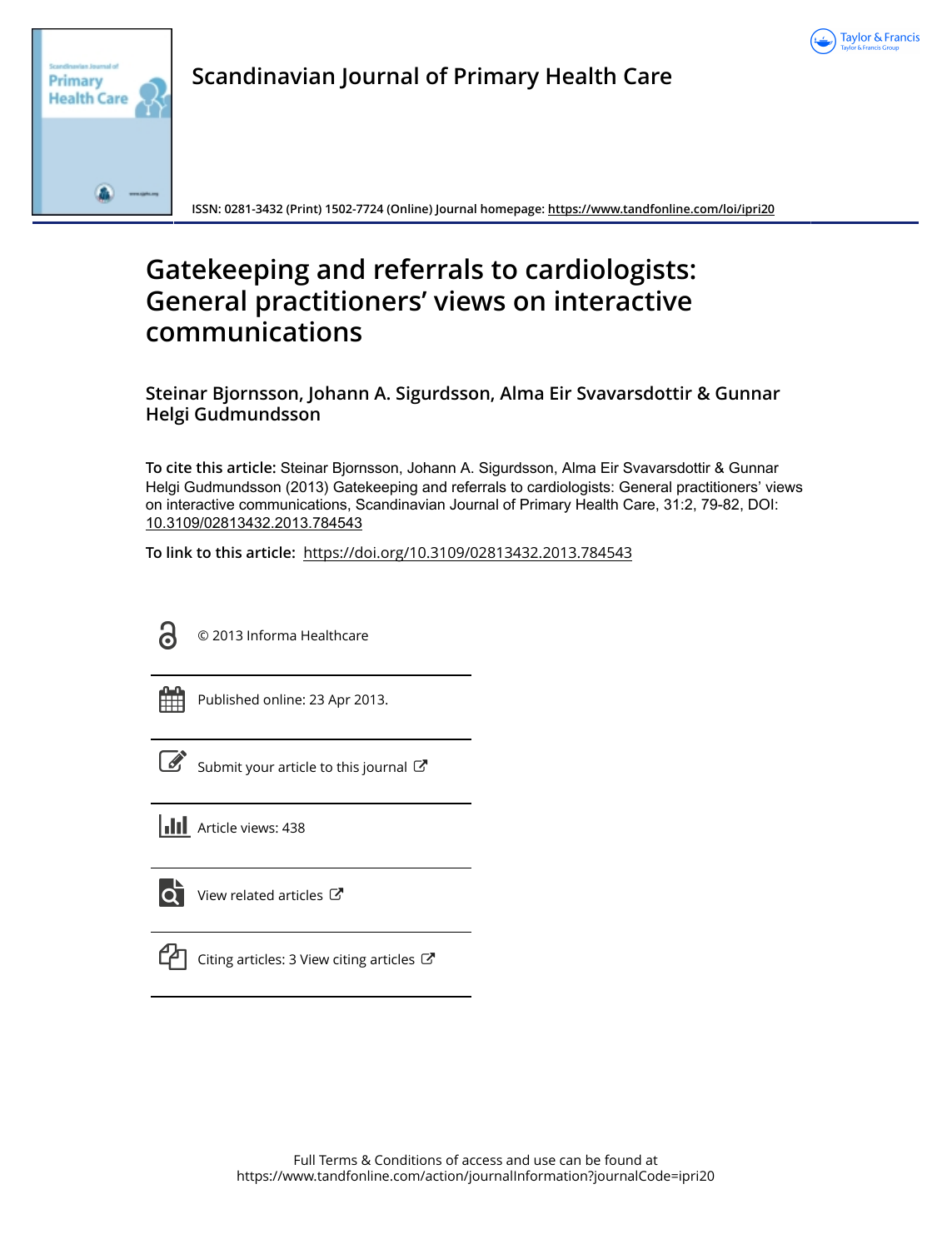Scandinavian Journal of Primary Health Care

ISSN: 0281-3432 (Print) 1502-7724 (Online) Journal homepage: https://www.tandfonline.com/loi/ipri20

# Gatekeeping and referrals to cardiologists: General practitioners' views on interactive communications

**Steinar Bjornsson, Johann A. Sigurdsson, Alma Eir Svavarsdottir & Gunnar Helgi Gudmundsson**

**To cite this article:** Steinar Bjornsson, Johann A. Sigurdsson, Alma Eir Svavarsdottir & Gunnar Helgi Gudmundsson (2013) Gatekeeping and referrals to cardiologists: General practitioners' views on interactive communications, Scandinavian Journal of Primary Health Care, 31:2, 79-82, DOI: 10.3109/02813432.2013.784543

**To link to this article:** https://doi.org/10.3109/02813432.2013.784543

© 2013 Informa Healthcare

Published online: 23 Apr 2013.

Submit your article to this journal

Article views: 438

View related articles

Citing articles: 3 View citing articles

Full Terms & Conditions of access and use can be found at https://www.tandfonline.com/action/journalInformation?journalCode=ipri20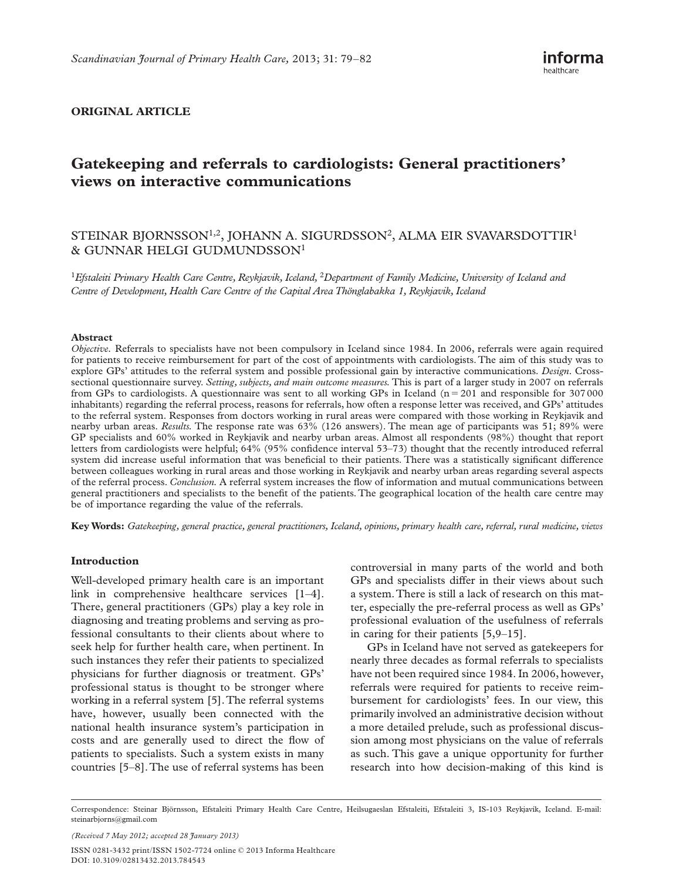ORIGINAL ARTICLE

# Gatekeeping and referrals to cardiologists: General practitioners' views on interactive communications

STEINAR BJORNSSON[1,2], JOHANN A. SIGURDSSON[2], ALMA EIR SVAVARSDOTTIR[1] & GUNNAR HELGI GUDMUNDSSON[1]

[1]*Efstaleiti Primary Health Care Centre, Reykjavik, Iceland,* [2]*Department of Family Medicine, University of Iceland and Centre of Development, Health Care Centre of the Capital Area Thönglabakka 1, Reykjavik, Iceland*

## Abstract

*Objective.* Referrals to specialists have not been compulsory in Iceland since 1984. In 2006, referrals were again required for patients to receive reimbursement for part of the cost of appointments with cardiologists. The aim of this study was to explore GPs' attitudes to the referral system and possible professional gain by interactive communications. *Design.* Cross-sectional questionnaire survey. *Setting, subjects, and main outcome measures.* This is part of a larger study in 2007 on referrals from GPs to cardiologists. A questionnaire was sent to all working GPs in Iceland (n = 201 and responsible for 307 000 inhabitants) regarding the referral process, reasons for referrals, how often a response letter was received, and GPs' attitudes to the referral system. Responses from doctors working in rural areas were compared with those working in Reykjavik and nearby urban areas. *Results.* The response rate was 63% (126 answers). The mean age of participants was 51; 89% were GP specialists and 60% worked in Reykjavik and nearby urban areas. Almost all respondents (98%) thought that report letters from cardiologists were helpful; 64% (95% confidence interval 53–73) thought that the recently introduced referral system did increase useful information that was beneficial to their patients. There was a statistically significant difference between colleagues working in rural areas and those working in Reykjavik and nearby urban areas regarding several aspects of the referral process. *Conclusion.* A referral system increases the flow of information and mutual communications between general practitioners and specialists to the benefit of the patients. The geographical location of the health care centre may be of importance regarding the value of the referrals.

**Key Words:** *Gatekeeping, general practice, general practitioners, Iceland, opinions, primary health care, referral, rural medicine, views*

## Introduction

Well-developed primary health care is an important link in comprehensive healthcare services [1–4]. There, general practitioners (GPs) play a key role in diagnosing and treating problems and serving as professional consultants to their clients about where to seek help for further health care, when pertinent. In such instances they refer their patients to specialized physicians for further diagnosis or treatment. GPs' professional status is thought to be stronger where working in a referral system [5]. The referral systems have, however, usually been connected with the national health insurance system's participation in costs and are generally used to direct the flow of patients to specialists. Such a system exists in many countries [5–8]. The use of referral systems has been controversial in many parts of the world and both GPs and specialists differ in their views about such a system. There is still a lack of research on this matter, especially the pre-referral process as well as GPs' professional evaluation of the usefulness of referrals in caring for their patients [5,9–15].

GPs in Iceland have not served as gatekeepers for nearly three decades as formal referrals to specialists have not been required since 1984. In 2006, however, referrals were required for patients to receive reimbursement for cardiologists' fees. In our view, this primarily involved an administrative decision without a more detailed prelude, such as professional discussion among most physicians on the value of referrals as such. This gave a unique opportunity for further research into how decision-making of this kind is

Correspondence: Steinar Björnsson, Efstaleiti Primary Health Care Centre, Heilsugaeslan Efstaleiti, Efstaleiti 3, IS-103 Reykjavik, Iceland. E-mail: steinarbjorns@gmail.com

*(Received 7 May 2012; accepted 28 January 2013)*

ISSN 0281-3432 print/ISSN 1502-7724 online © 2013 Informa Healthcare
DOI: 10.3109/02813432.2013.784543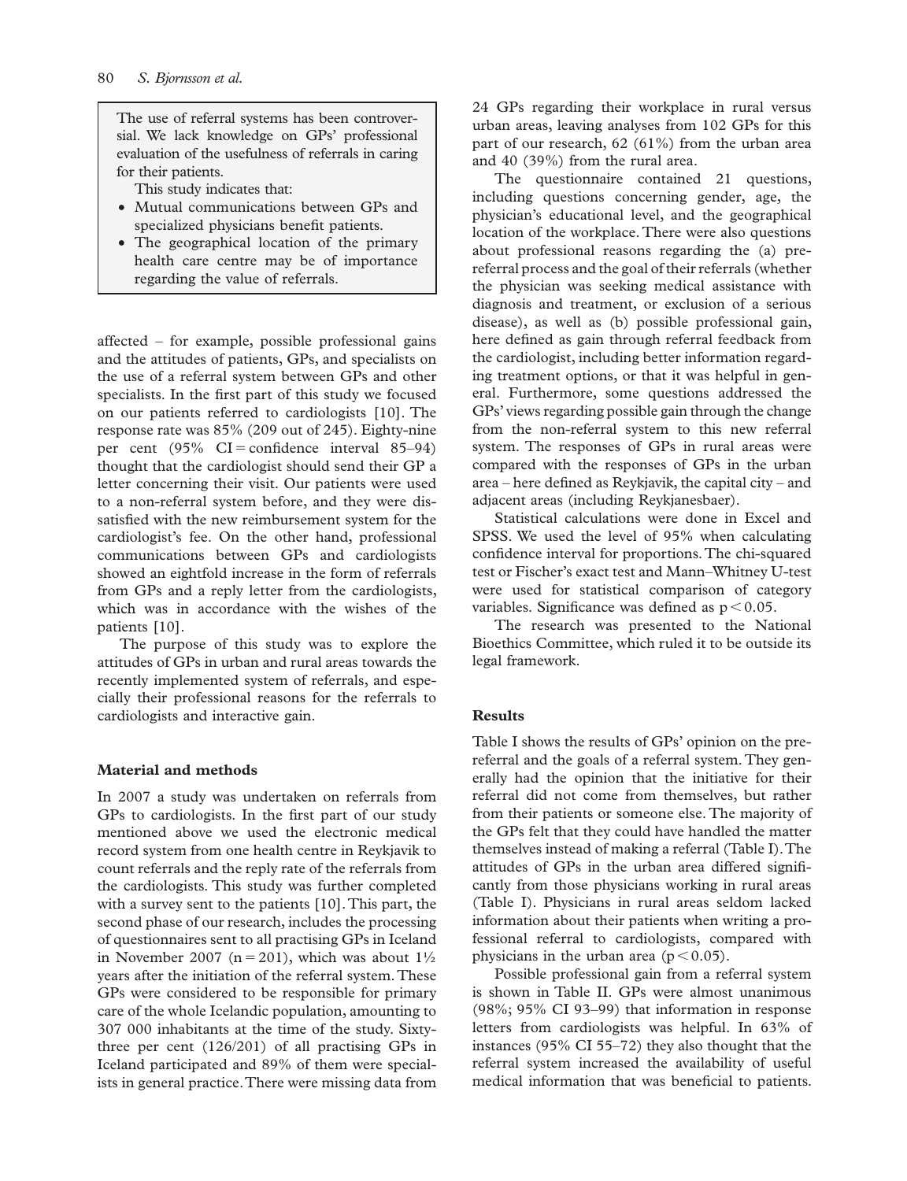The use of referral systems has been controversial. We lack knowledge on GPs' professional evaluation of the usefulness of referrals in caring for their patients.

This study indicates that:

- Mutual communications between GPs and specialized physicians benefit patients.
- The geographical location of the primary health care centre may be of importance regarding the value of referrals.

affected – for example, possible professional gains and the attitudes of patients, GPs, and specialists on the use of a referral system between GPs and other specialists. In the first part of this study we focused on our patients referred to cardiologists [10]. The response rate was 85% (209 out of 245). Eighty-nine per cent (95% CI = confidence interval 85–94) thought that the cardiologist should send their GP a letter concerning their visit. Our patients were used to a non-referral system before, and they were dissatisfied with the new reimbursement system for the cardiologist's fee. On the other hand, professional communications between GPs and specialists showed an eightfold increase in the form of referrals from GPs and a reply letter from the cardiologists, which was in accordance with the wishes of the patients [10].

The purpose of this study was to explore the attitudes of GPs in urban and rural areas towards the recently implemented system of referrals, and especially their professional reasons for the referrals to cardiologists and interactive gain.

## Material and methods

In 2007 a study was undertaken on referrals from GPs to cardiologists. In the first part of our study mentioned above we used the electronic medical record system from one health centre in Reykjavik to count referrals and the reply rate of the referrals from the cardiologists. This study was further completed with a survey sent to the patients [10]. This part, the second phase of our research, includes the processing of questionnaires sent to all practising GPs in Iceland in November 2007 ($n = 201$), which was about 1½ years after the initiation of the referral system. These GPs were considered to be responsible for primary care of the whole Icelandic population, amounting to 307 000 inhabitants at the time of the study. Sixty-three per cent (126/201) of all practising GPs in Iceland participated and 89% of them were specialists in general practice. There were missing data from 24 GPs regarding their workplace in rural versus urban areas, leaving analyses from 102 GPs for this part of our research, 62 (61%) from the urban area and 40 (39%) from the rural area.

The questionnaire contained 21 questions, including questions concerning gender, age, the physician's educational level, and the geographical location of the workplace. There were also questions about professional reasons regarding the (a) pre-referral process and the goal of their referrals (whether the physician was seeking medical assistance with diagnosis and treatment, or exclusion of a serious disease), as well as (b) possible professional gain, here defined as gain through referral feedback from the cardiologist, including better information regarding treatment options, or that it was helpful in general. Furthermore, some questions addressed the GPs' views regarding possible gain through the change from the non-referral system to this new referral system. The responses of GPs in rural areas were compared with the responses of GPs in the urban area – here defined as Reykjavik, the capital city – and adjacent areas (including Reykjanesbaer).

Statistical calculations were done in Excel and SPSS. We used the level of 95% when calculating confidence interval for proportions. The chi-squared test or Fischer's exact test and Mann–Whitney U-test were used for statistical comparison of category variables. Significance was defined as $p < 0.05$.

The research was presented to the National Bioethics Committee, which ruled it to be outside its legal framework.

## Results

Table I shows the results of GPs' opinion on the pre-referral and the goals of a referral system. They generally had the opinion that the initiative for their referral did not come from themselves, but rather from their patients or someone else. The majority of the GPs felt that they could have handled the matter themselves instead of making a referral (Table I). The attitudes of GPs in the urban area differed significantly from those physicians working in rural areas (Table I). Physicians in rural areas seldom lacked information about their patients when writing a professional referral to cardiologists, compared with physicians in the urban area ($p < 0.05$).

Possible professional gain from a referral system is shown in Table II. GPs were almost unanimous (98%; 95% CI 93–99) that information in response letters from cardiologists was helpful. In 63% of instances (95% CI 55–72) they also thought that the referral system increased the availability of useful medical information that was beneficial to patients.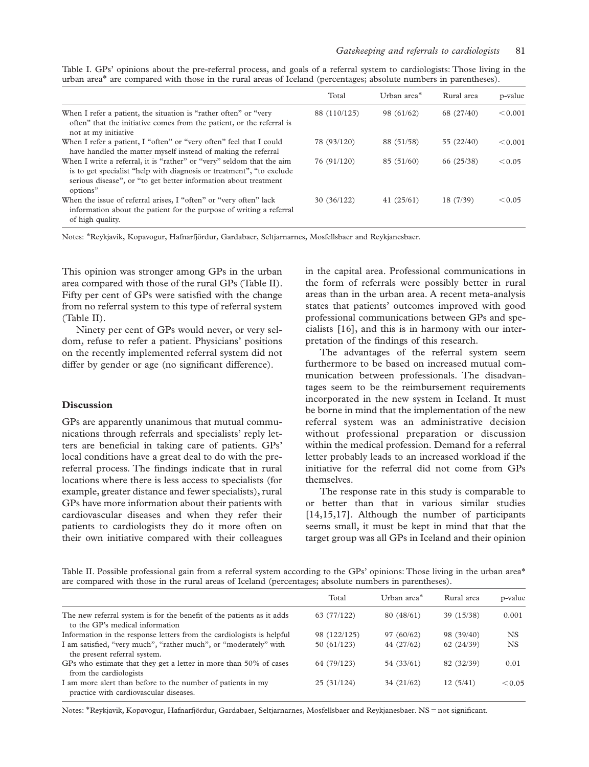Table I. GPs' opinions about the pre-referral process, and goals of a referral system to cardiologists: Those living in the urban area* are compared with those in the rural areas of Iceland (percentages; absolute numbers in parentheses).

| | Total | Urban area* | Rural area | p-value |
|---|---|---|---|---|
| When I refer a patient, the situation is "rather often" or "very often" that the initiative comes from the patient, or the referral is not at my initiative | 88 (110/125) | 98 (61/62) | 68 (27/40) | <0.001 |
| When I refer a patient, I "often" or "very often" feel that I could have handled the matter myself instead of making the referral | 78 (93/120) | 88 (51/58) | 55 (22/40) | <0.001 |
| When I write a referral, it is "rather" or "very" seldom that the aim is to get specialist "help with diagnosis or treatment", "to exclude serious disease", or "to get better information about treatment options" | 76 (91/120) | 85 (51/60) | 66 (25/38) | <0.05 |
| When the issue of referral arises, I "often" or "very often" lack information about the patient for the purpose of writing a referral of high quality. | 30 (36/122) | 41 (25/61) | 18 (7/39) | <0.05 |

Notes: *Reykjavik, Kopavogur, Hafnarfjördur, Gardabaer, Seltjarnarnes, Mosfellsbaer and Reykjanesbaer.

This opinion was stronger among GPs in the urban area compared with those of the rural GPs (Table II). Fifty per cent of GPs were satisfied with the change from no referral system to this type of referral system (Table II).

Ninety per cent of GPs would never, or very seldom, refuse to refer a patient. Physicians' positions on the recently implemented referral system did not differ by gender or age (no significant difference).

## Discussion

GPs are apparently unanimous that mutual communications through referrals and specialists' reply letters are beneficial in taking care of patients. GPs' local conditions have a great deal to do with the pre-referral process. The findings indicate that in rural locations where there is less access to specialists (for example, greater distance and fewer specialists), rural GPs have more information about their patients with cardiovascular diseases and when they refer their patients to cardiologists they do it more often on their own initiative compared with their colleagues in the capital area. Professional communications in the form of referrals were possibly better in rural areas than in the urban area. A recent meta-analysis states that patients' outcomes improved with good professional communications between GPs and specialists [16], and this is in harmony with our interpretation of the findings of this research.

The advantages of the referral system seem furthermore to be based on increased mutual communication between professionals. The disadvantages seem to be the reimbursement requirements incorporated in the new system in Iceland. It must be borne in mind that the implementation of the new referral system was an administrative decision without professional preparation or discussion within the medical profession. Demand for a referral letter probably leads to an increased workload if the initiative for the referral did not come from GPs themselves.

The response rate in this study is comparable to or better than that in various similar studies [14,15,17]. Although the number of participants seems small, it must be kept in mind that that the target group was all GPs in Iceland and their opinion

Table II. Possible professional gain from a referral system according to the GPs' opinions: Those living in the urban area* are compared with those in the rural areas of Iceland (percentages; absolute numbers in parentheses).

| | Total | Urban area* | Rural area | p-value |
|---|---|---|---|---|
| The new referral system is for the benefit of the patients as it adds to the GP's medical information | 63 (77/122) | 80 (48/61) | 39 (15/38) | 0.001 |
| Information in the response letters from the cardiologists is helpful | 98 (122/125) | 97 (60/62) | 98 (39/40) | NS |
| I am satisfied, "very much", "rather much", or "moderately" with the present referral system. | 50 (61/123) | 44 (27/62) | 62 (24/39) | NS |
| GPs who estimate that they get a letter in more than 50% of cases from the cardiologists | 64 (79/123) | 54 (33/61) | 82 (32/39) | 0.01 |
| I am more alert than before to the number of patients in my practice with cardiovascular diseases. | 25 (31/124) | 34 (21/62) | 12 (5/41) | <0.05 |

Notes: *Reykjavik, Kopavogur, Hafnarfjördur, Gardabaer, Seltjarnarnes, Mosfellsbaer and Reykjanesbaer. NS = not significant.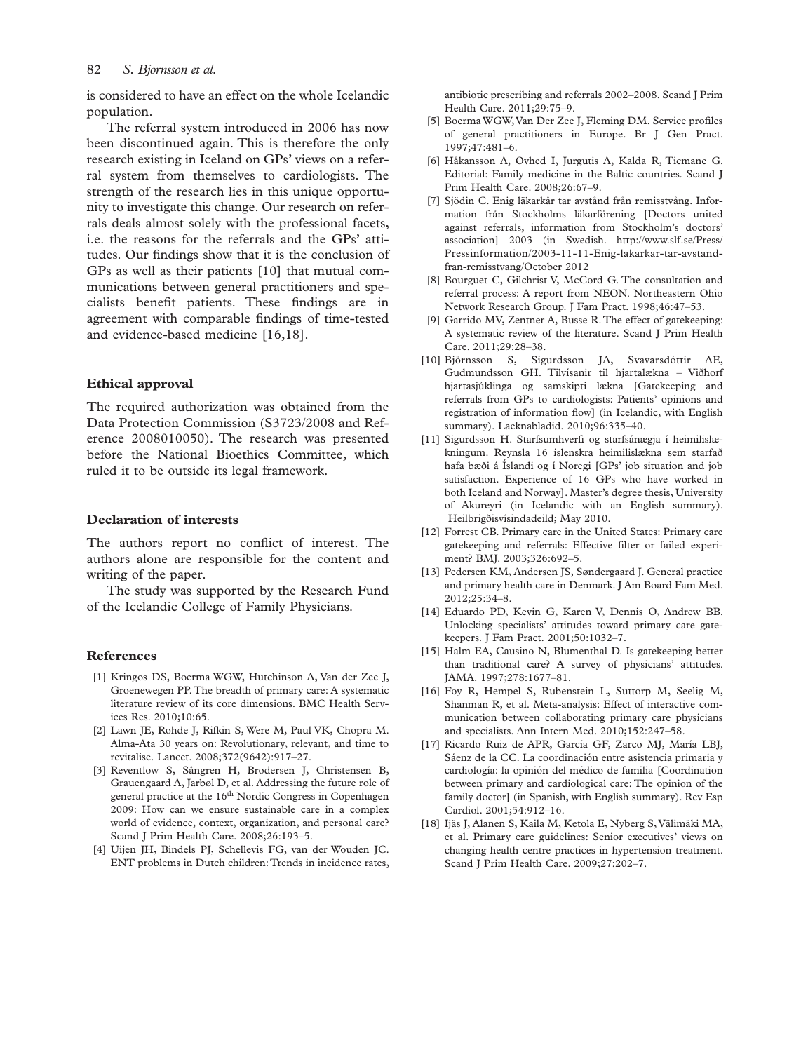is considered to have an effect on the whole Icelandic population.

The referral system introduced in 2006 has now been discontinued again. This is therefore the only research existing in Iceland on GPs' views on a referral system from themselves to cardiologists. The strength of the research lies in this unique opportunity to investigate this change. Our research on referrals deals almost solely with the professional facets, i.e. the reasons for the referrals and the GPs' attitudes. Our findings show that it is the conclusion of GPs as well as their patients [10] that mutual communications between general practitioners and specialists benefit patients. These findings are in agreement with comparable findings of time-tested and evidence-based medicine [16,18].

## Ethical approval

The required authorization was obtained from the Data Protection Commission (S3723/2008 and Reference 2008010050). The research was presented before the National Bioethics Committee, which ruled it to be outside its legal framework.

## Declaration of interests

The authors report no conflict of interest. The authors alone are responsible for the content and writing of the paper.

The study was supported by the Research Fund of the Icelandic College of Family Physicians.

## References

[1] Kringos DS, Boerma WGW, Hutchinson A, Van der Zee J, Groenewegen PP. The breadth of primary care: A systematic literature review of its core dimensions. BMC Health Services Res. 2010;10:65.

[2] Lawn JE, Rohde J, Rifkin S, Were M, Paul VK, Chopra M. Alma-Ata 30 years on: Revolutionary, relevant, and time to revitalise. Lancet. 2008;372(9642):917–27.

[3] Reventlow S, Sångren H, Brodersen J, Christensen B, Grauengaard A, Jarbøl D, et al. Addressing the future role of general practice at the 16th Nordic Congress in Copenhagen 2009: How can we ensure sustainable care in a complex world of evidence, context, organization, and personal care? Scand J Prim Health Care. 2008;26:193–5.

[4] Uijen JH, Bindels PJ, Schellevis FG, van der Wouden JC. ENT problems in Dutch children: Trends in incidence rates, antibiotic prescribing and referrals 2002–2008. Scand J Prim Health Care. 2011;29:75–9.

[5] Boerma WGW, Van Der Zee J, Fleming DM. Service profiles of general practitioners in Europe. Br J Gen Pract. 1997;47:481–6.

[6] Håkansson A, Ovhed I, Jurgutis A, Kalda R, Ticmane G. Editorial: Family medicine in the Baltic countries. Scand J Prim Health Care. 2008;26:67–9.

[7] Sjödin C. Enig läkarkår tar avstånd från remisstvång. Information från Stockholms läkarförening [Doctors united against referrals, information from Stockholm's doctors' association] 2003 (in Swedish. http://www.slf.se/Press/Pressinformation/2003-11-11-Enig-lakarkar-tar-avstand-fran-remisstvang/October 2012

[8] Bourguet C, Gilchrist V, McCord G. The consultation and referral process: A report from NEON. Northeastern Ohio Network Research Group. J Fam Pract. 1998;46:47–53.

[9] Garrido MV, Zentner A, Busse R. The effect of gatekeeping: A systematic review of the literature. Scand J Prim Health Care. 2011;29:28–38.

[10] Björnsson S, Sigurdsson JA, Svavarsdóttir AE, Gudmundsson GH. Tilvísanir til hjartalækna – Viðhorf hjartasjúklinga og samskipti lækna [Gatekeeping and referrals from GPs to cardiologists: Patients' opinions and registration of information flow] (in Icelandic, with English summary). Laeknabladid. 2010;96:335–40.

[11] Sigurdsson H. Starfsumhverfi og starfsánægja í heimilislækningum. Reynsla 16 íslenskra heimilislækna sem starfað hafa bæði á Íslandi og í Noregi [GPs' job situation and job satisfaction. Experience of 16 GPs who have worked in both Iceland and Norway]. Master's degree thesis, University of Akureyri (in Icelandic with an English summary). Heilbrigðisvísindadeild; May 2010.

[12] Forrest CB. Primary care in the United States: Primary care gatekeeping and referrals: Effective filter or failed experiment? BMJ. 2003;326:692–5.

[13] Pedersen KM, Andersen JS, Søndergaard J. General practice and primary health care in Denmark. J Am Board Fam Med. 2012;25:34–8.

[14] Eduardo PD, Kevin G, Karen V, Dennis O, Andrew BB. Unlocking specialists' attitudes toward primary care gatekeepers. J Fam Pract. 2001;50:1032–7.

[15] Halm EA, Causino N, Blumenthal D. Is gatekeeping better than traditional care? A survey of physicians' attitudes. JAMA. 1997;278:1677–81.

[16] Foy R, Hempel S, Rubenstein L, Suttorp M, Seelig M, Shanman R, et al. Meta-analysis: Effect of interactive communication between collaborating primary care physicians and specialists. Ann Intern Med. 2010;152:247–58.

[17] Ricardo Ruiz de APR, García GF, Zarco MJ, María LBJ, Sáenz de la CC. La coordinación entre asistencia primaria y cardiología: la opinión del médico de familia [Coordination between primary and cardiological care: The opinion of the family doctor] (in Spanish, with English summary). Rev Esp Cardiol. 2001;54:912–16.

[18] Ijäs J, Alanen S, Kaila M, Ketola E, Nyberg S, Välimäki MA, et al. Primary care guidelines: Senior executives' views on changing health centre practices in hypertension treatment. Scand J Prim Health Care. 2009;27:202–7.